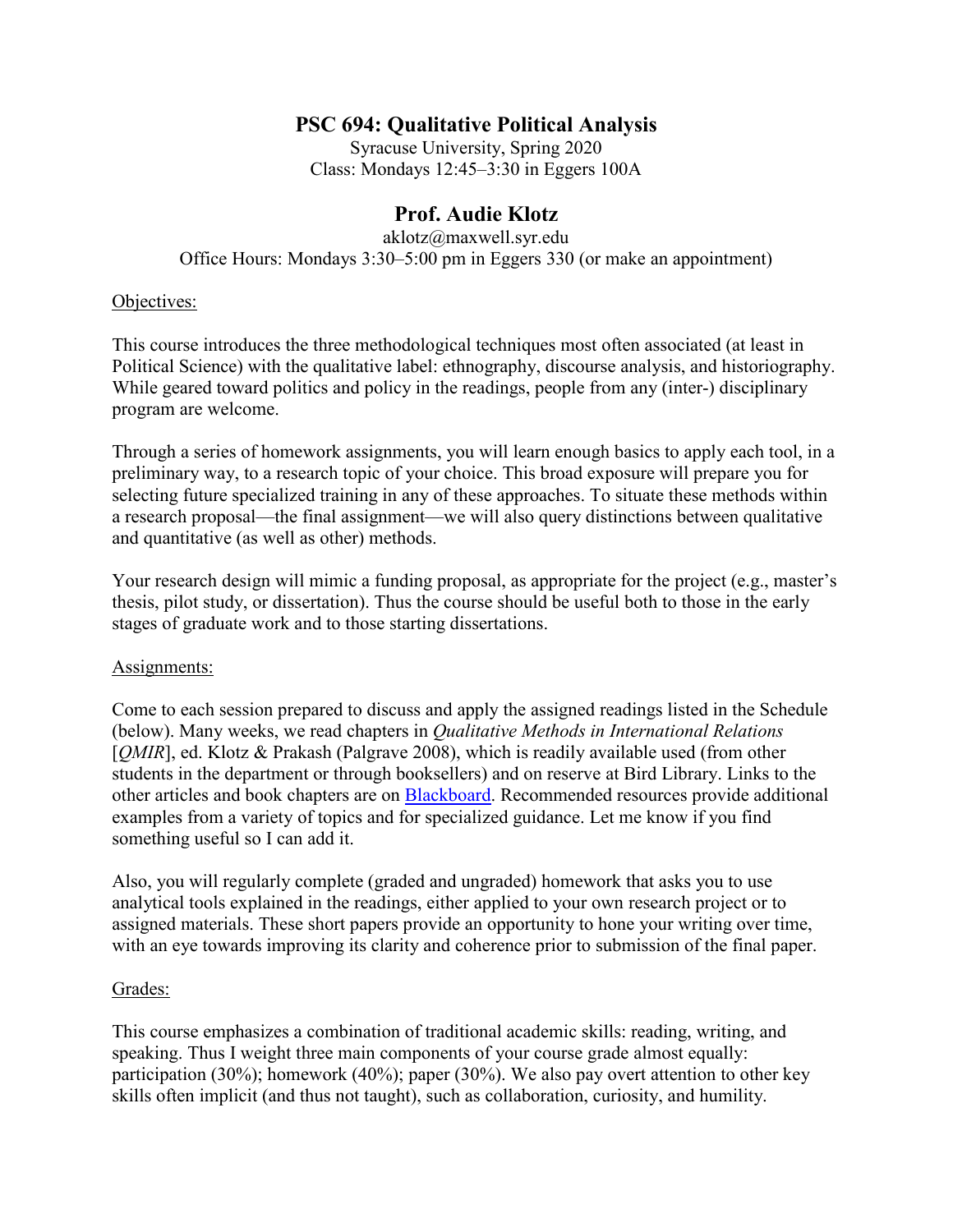# PSC 694: Qualitative Political Analysis

Syracuse University, Spring 2020
Class: Mondays 12:45–3:30 in Eggers 100A

## Prof. Audie Klotz

aklotz@maxwell.syr.edu
Office Hours: Mondays 3:30–5:00 pm in Eggers 330 (or make an appointment)

Objectives:

This course introduces the three methodological techniques most often associated (at least in Political Science) with the qualitative label: ethnography, discourse analysis, and historiography. While geared toward politics and policy in the readings, people from any (inter-) disciplinary program are welcome.

Through a series of homework assignments, you will learn enough basics to apply each tool, in a preliminary way, to a research topic of your choice. This broad exposure will prepare you for selecting future specialized training in any of these approaches. To situate these methods within a research proposal—the final assignment—we will also query distinctions between qualitative and quantitative (as well as other) methods.

Your research design will mimic a funding proposal, as appropriate for the project (e.g., master's thesis, pilot study, or dissertation). Thus the course should be useful both to those in the early stages of graduate work and to those starting dissertations.

Assignments:

Come to each session prepared to discuss and apply the assigned readings listed in the Schedule (below). Many weeks, we read chapters in *Qualitative Methods in International Relations* [*QMIR*], ed. Klotz & Prakash (Palgrave 2008), which is readily available used (from other students in the department or through booksellers) and on reserve at Bird Library. Links to the other articles and book chapters are on Blackboard. Recommended resources provide additional examples from a variety of topics and for specialized guidance. Let me know if you find something useful so I can add it.

Also, you will regularly complete (graded and ungraded) homework that asks you to use analytical tools explained in the readings, either applied to your own research project or to assigned materials. These short papers provide an opportunity to hone your writing over time, with an eye towards improving its clarity and coherence prior to submission of the final paper.

Grades:

This course emphasizes a combination of traditional academic skills: reading, writing, and speaking. Thus I weight three main components of your course grade almost equally: participation (30%); homework (40%); paper (30%). We also pay overt attention to other key skills often implicit (and thus not taught), such as collaboration, curiosity, and humility.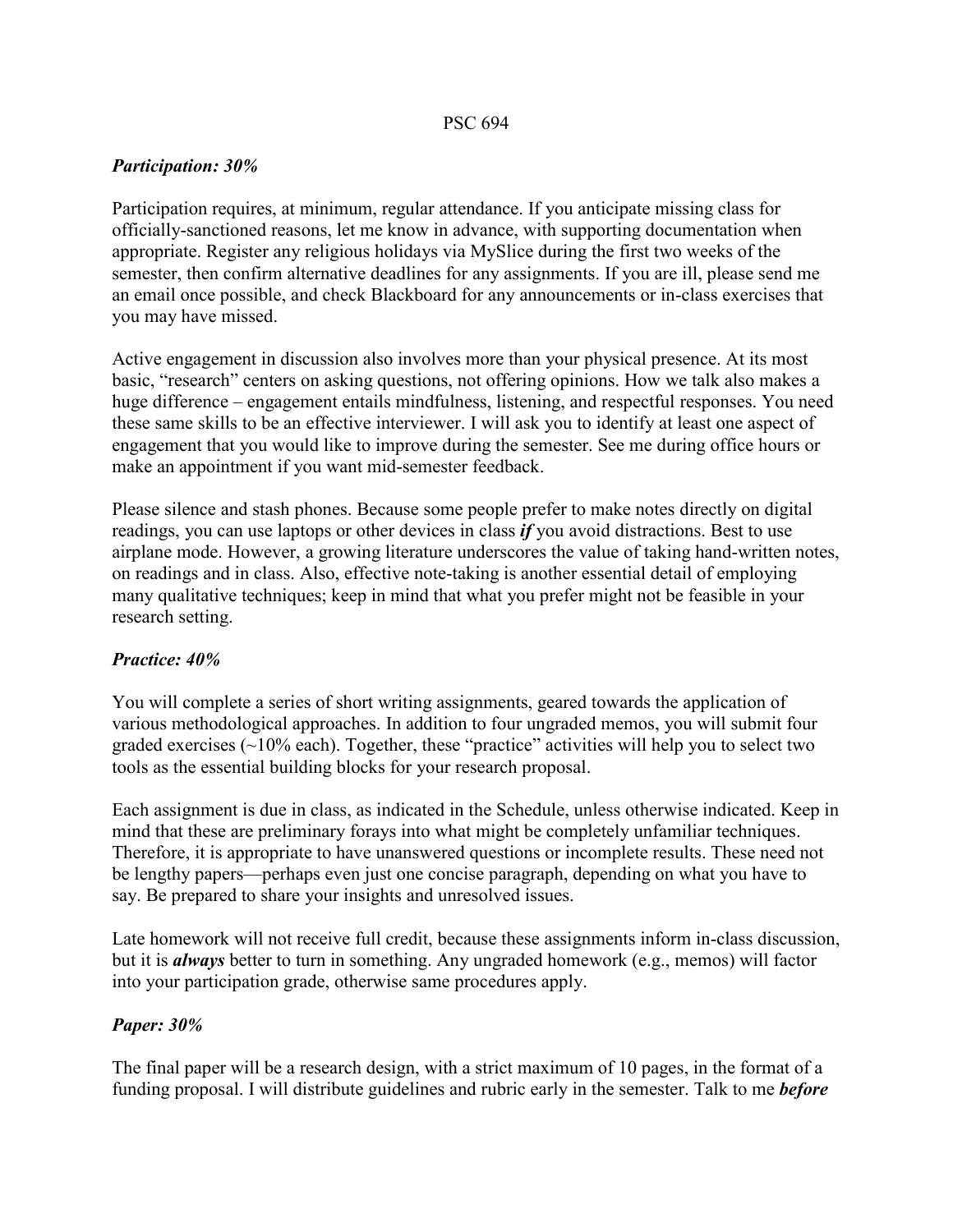*Participation: 30%*

Participation requires, at minimum, regular attendance. If you anticipate missing class for officially-sanctioned reasons, let me know in advance, with supporting documentation when appropriate. Register any religious holidays via MySlice during the first two weeks of the semester, then confirm alternative deadlines for any assignments. If you are ill, please send me an email once possible, and check Blackboard for any announcements or in-class exercises that you may have missed.

Active engagement in discussion also involves more than your physical presence. At its most basic, "research" centers on asking questions, not offering opinions. How we talk also makes a huge difference – engagement entails mindfulness, listening, and respectful responses. You need these same skills to be an effective interviewer. I will ask you to identify at least one aspect of engagement that you would like to improve during the semester. See me during office hours or make an appointment if you want mid-semester feedback.

Please silence and stash phones. Because some people prefer to make notes directly on digital readings, you can use laptops or other devices in class ***if*** you avoid distractions. Best to use airplane mode. However, a growing literature underscores the value of taking hand-written notes, on readings and in class. Also, effective note-taking is another essential detail of employing many qualitative techniques; keep in mind that what you prefer might not be feasible in your research setting.

*Practice: 40%*

You will complete a series of short writing assignments, geared towards the application of various methodological approaches. In addition to four ungraded memos, you will submit four graded exercises (~10% each). Together, these "practice" activities will help you to select two tools as the essential building blocks for your research proposal.

Each assignment is due in class, as indicated in the Schedule, unless otherwise indicated. Keep in mind that these are preliminary forays into what might be completely unfamiliar techniques. Therefore, it is appropriate to have unanswered questions or incomplete results. These need not be lengthy papers—perhaps even just one concise paragraph, depending on what you have to say. Be prepared to share your insights and unresolved issues.

Late homework will not receive full credit, because these assignments inform in-class discussion, but it is ***always*** better to turn in something. Any ungraded homework (e.g., memos) will factor into your participation grade, otherwise same procedures apply.

*Paper: 30%*

The final paper will be a research design, with a strict maximum of 10 pages, in the format of a funding proposal. I will distribute guidelines and rubric early in the semester. Talk to me ***before***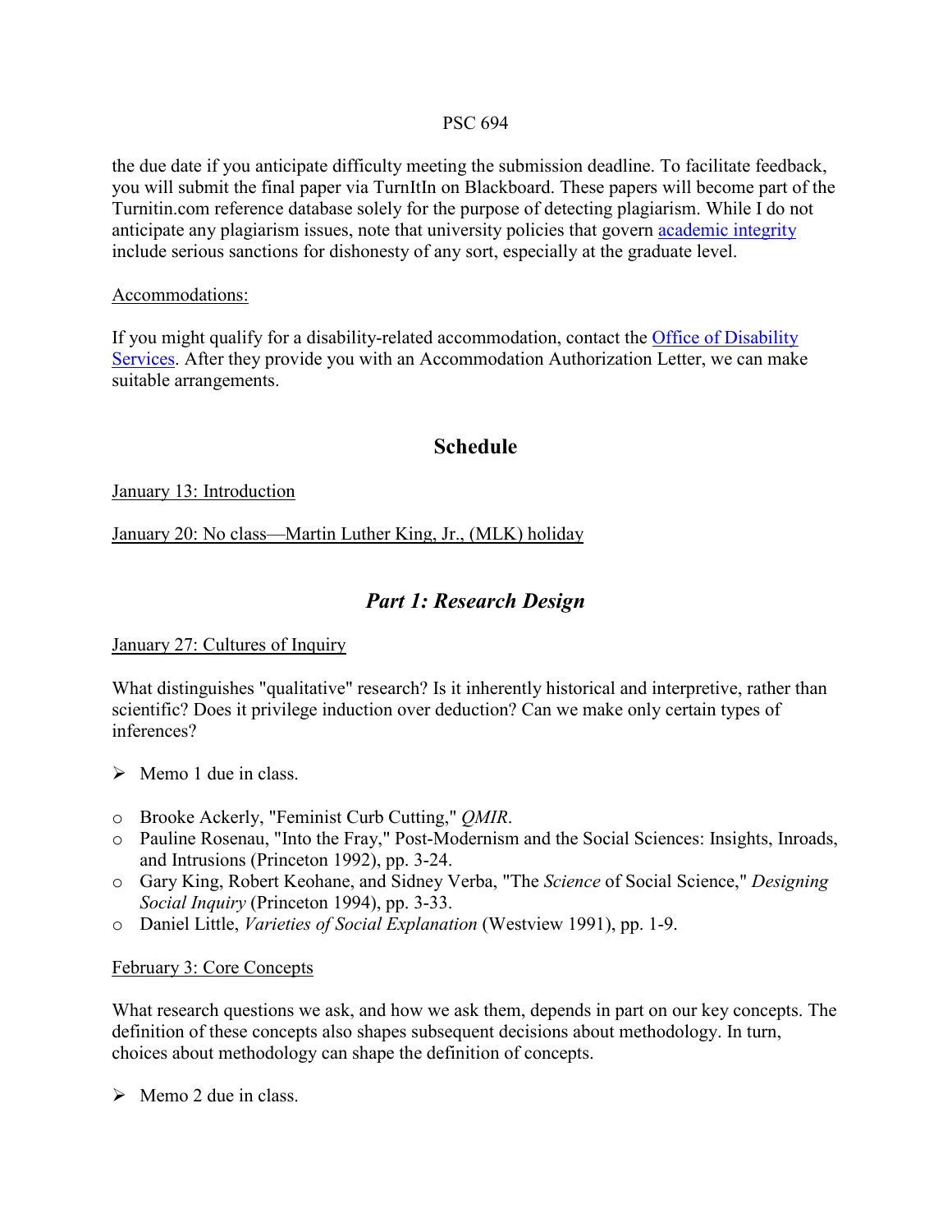the due date if you anticipate difficulty meeting the submission deadline. To facilitate feedback, you will submit the final paper via TurnItIn on Blackboard. These papers will become part of the Turnitin.com reference database solely for the purpose of detecting plagiarism. While I do not anticipate any plagiarism issues, note that university policies that govern academic integrity include serious sanctions for dishonesty of any sort, especially at the graduate level.

Accommodations:

If you might qualify for a disability-related accommodation, contact the Office of Disability Services. After they provide you with an Accommodation Authorization Letter, we can make suitable arrangements.

## Schedule

January 13: Introduction

January 20: No class—Martin Luther King, Jr., (MLK) holiday

## *Part 1: Research Design*

January 27: Cultures of Inquiry

What distinguishes "qualitative" research? Is it inherently historical and interpretive, rather than scientific? Does it privilege induction over deduction? Can we make only certain types of inferences?

- Memo 1 due in class.

- Brooke Ackerly, "Feminist Curb Cutting," *QMIR*.
- Pauline Rosenau, "Into the Fray," Post-Modernism and the Social Sciences: Insights, Inroads, and Intrusions (Princeton 1992), pp. 3-24.
- Gary King, Robert Keohane, and Sidney Verba, "The *Science* of Social Science," *Designing Social Inquiry* (Princeton 1994), pp. 3-33.
- Daniel Little, *Varieties of Social Explanation* (Westview 1991), pp. 1-9.

February 3: Core Concepts

What research questions we ask, and how we ask them, depends in part on our key concepts. The definition of these concepts also shapes subsequent decisions about methodology. In turn, choices about methodology can shape the definition of concepts.

- Memo 2 due in class.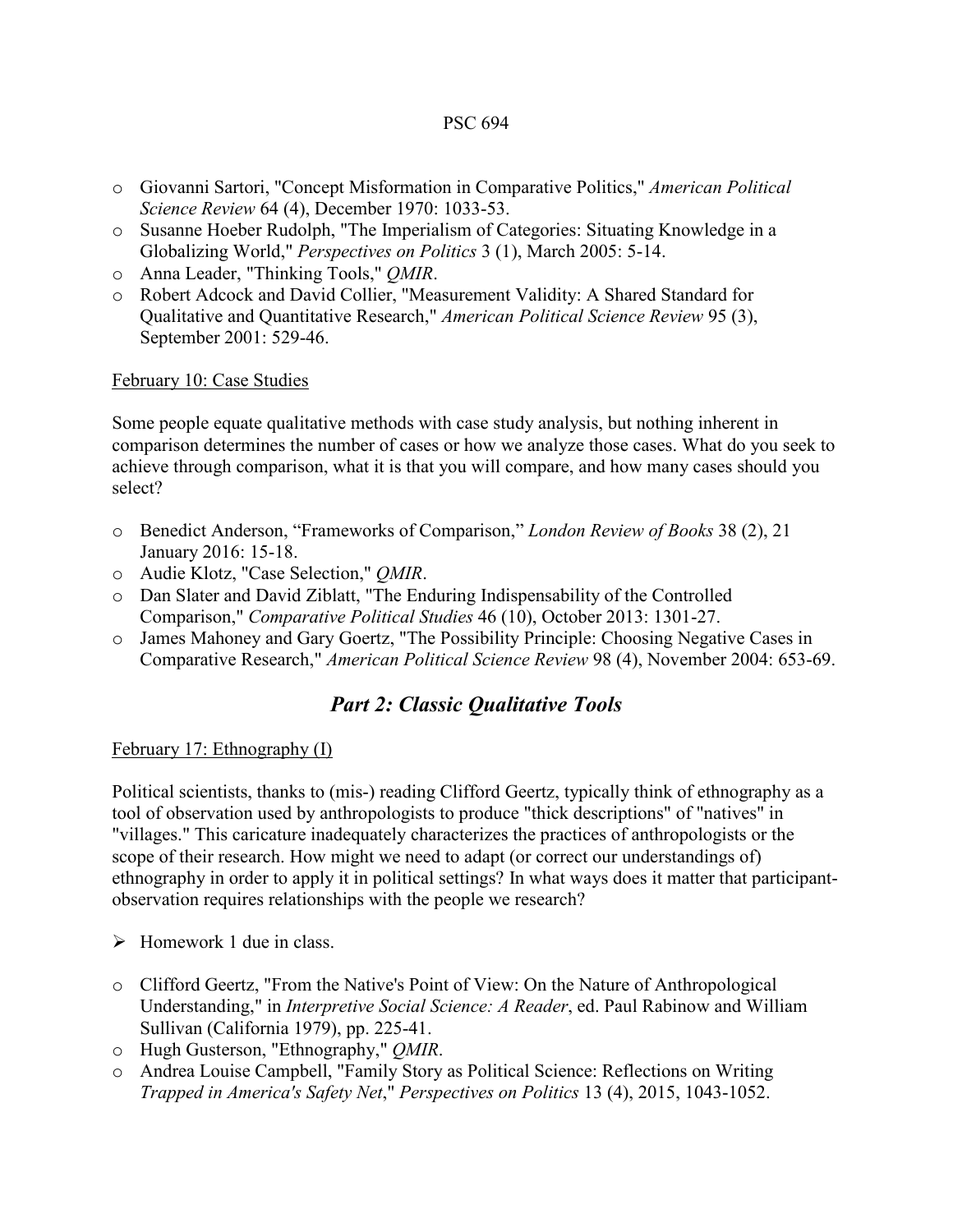- Giovanni Sartori, "Concept Misformation in Comparative Politics," *American Political Science Review* 64 (4), December 1970: 1033-53.
- Susanne Hoeber Rudolph, "The Imperialism of Categories: Situating Knowledge in a Globalizing World," *Perspectives on Politics* 3 (1), March 2005: 5-14.
- Anna Leader, "Thinking Tools," *QMIR*.
- Robert Adcock and David Collier, "Measurement Validity: A Shared Standard for Qualitative and Quantitative Research," *American Political Science Review* 95 (3), September 2001: 529-46.

<u>February 10: Case Studies</u>

Some people equate qualitative methods with case study analysis, but nothing inherent in comparison determines the number of cases or how we analyze those cases. What do you seek to achieve through comparison, what it is that you will compare, and how many cases should you select?

- Benedict Anderson, "Frameworks of Comparison," *London Review of Books* 38 (2), 21 January 2016: 15-18.
- Audie Klotz, "Case Selection," *QMIR*.
- Dan Slater and David Ziblatt, "The Enduring Indispensability of the Controlled Comparison," *Comparative Political Studies* 46 (10), October 2013: 1301-27.
- James Mahoney and Gary Goertz, "The Possibility Principle: Choosing Negative Cases in Comparative Research," *American Political Science Review* 98 (4), November 2004: 653-69.

## *Part 2: Classic Qualitative Tools*

<u>February 17: Ethnography (I)</u>

Political scientists, thanks to (mis-) reading Clifford Geertz, typically think of ethnography as a tool of observation used by anthropologists to produce "thick descriptions" of "natives" in "villages." This caricature inadequately characterizes the practices of anthropologists or the scope of their research. How might we need to adapt (or correct our understandings of) ethnography in order to apply it in political settings? In what ways does it matter that participant-observation requires relationships with the people we research?

- Homework 1 due in class.

- Clifford Geertz, "From the Native's Point of View: On the Nature of Anthropological Understanding," in *Interpretive Social Science: A Reader*, ed. Paul Rabinow and William Sullivan (California 1979), pp. 225-41.
- Hugh Gusterson, "Ethnography," *QMIR*.
- Andrea Louise Campbell, "Family Story as Political Science: Reflections on Writing *Trapped in America's Safety Net*," *Perspectives on Politics* 13 (4), 2015, 1043-1052.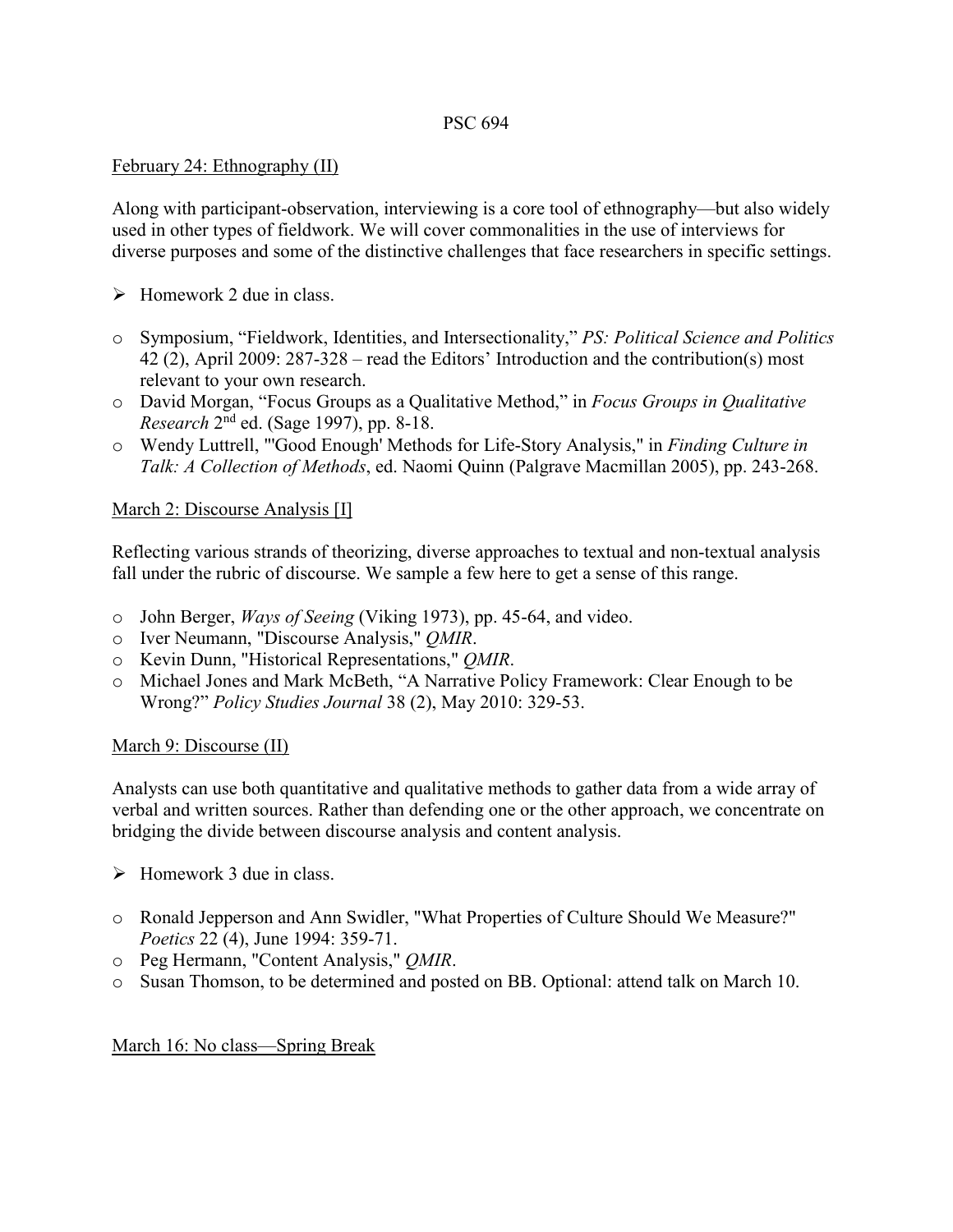February 24: Ethnography (II)

Along with participant-observation, interviewing is a core tool of ethnography—but also widely used in other types of fieldwork. We will cover commonalities in the use of interviews for diverse purposes and some of the distinctive challenges that face researchers in specific settings.

- Homework 2 due in class.

- Symposium, "Fieldwork, Identities, and Intersectionality," *PS: Political Science and Politics* 42 (2), April 2009: 287-328 – read the Editors' Introduction and the contribution(s) most relevant to your own research.
- David Morgan, "Focus Groups as a Qualitative Method," in *Focus Groups in Qualitative Research* 2nd ed. (Sage 1997), pp. 8-18.
- Wendy Luttrell, "'Good Enough' Methods for Life-Story Analysis," in *Finding Culture in Talk: A Collection of Methods*, ed. Naomi Quinn (Palgrave Macmillan 2005), pp. 243-268.

March 2: Discourse Analysis [I]

Reflecting various strands of theorizing, diverse approaches to textual and non-textual analysis fall under the rubric of discourse. We sample a few here to get a sense of this range.

- John Berger, *Ways of Seeing* (Viking 1973), pp. 45-64, and video.
- Iver Neumann, "Discourse Analysis," *QMIR*.
- Kevin Dunn, "Historical Representations," *QMIR*.
- Michael Jones and Mark McBeth, "A Narrative Policy Framework: Clear Enough to be Wrong?" *Policy Studies Journal* 38 (2), May 2010: 329-53.

March 9: Discourse (II)

Analysts can use both quantitative and qualitative methods to gather data from a wide array of verbal and written sources. Rather than defending one or the other approach, we concentrate on bridging the divide between discourse analysis and content analysis.

- Homework 3 due in class.

- Ronald Jepperson and Ann Swidler, "What Properties of Culture Should We Measure?" *Poetics* 22 (4), June 1994: 359-71.
- Peg Hermann, "Content Analysis," *QMIR*.
- Susan Thomson, to be determined and posted on BB. Optional: attend talk on March 10.

March 16: No class—Spring Break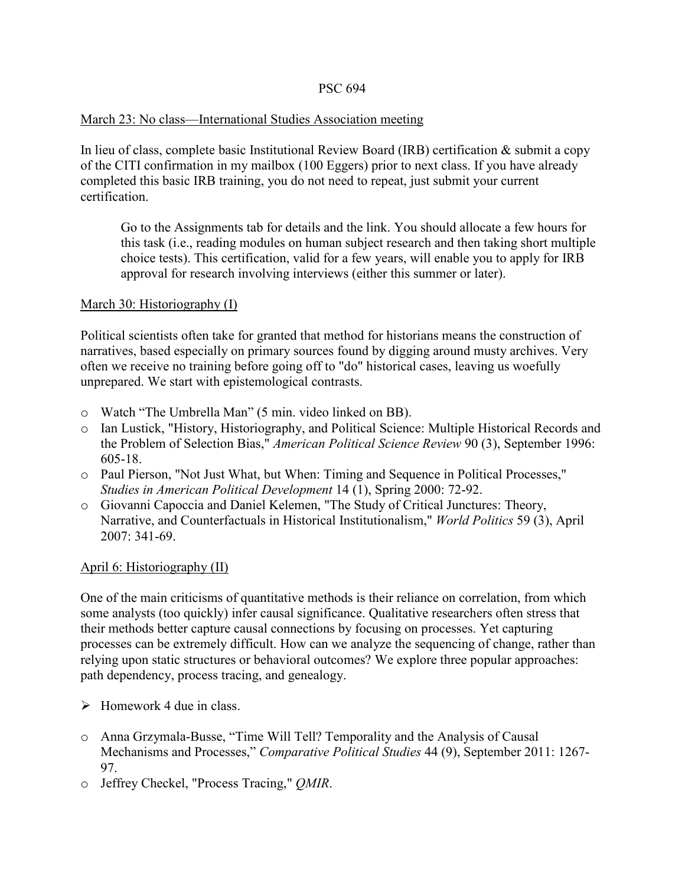March 23: No class—International Studies Association meeting

In lieu of class, complete basic Institutional Review Board (IRB) certification & submit a copy of the CITI confirmation in my mailbox (100 Eggers) prior to next class. If you have already completed this basic IRB training, you do not need to repeat, just submit your current certification.

> Go to the Assignments tab for details and the link. You should allocate a few hours for this task (i.e., reading modules on human subject research and then taking short multiple choice tests). This certification, valid for a few years, will enable you to apply for IRB approval for research involving interviews (either this summer or later).

March 30: Historiography (I)

Political scientists often take for granted that method for historians means the construction of narratives, based especially on primary sources found by digging around musty archives. Very often we receive no training before going off to "do" historical cases, leaving us woefully unprepared. We start with epistemological contrasts.

- Watch "The Umbrella Man" (5 min. video linked on BB).
- Ian Lustick, "History, Historiography, and Political Science: Multiple Historical Records and the Problem of Selection Bias," *American Political Science Review* 90 (3), September 1996: 605-18.
- Paul Pierson, "Not Just What, but When: Timing and Sequence in Political Processes," *Studies in American Political Development* 14 (1), Spring 2000: 72-92.
- Giovanni Capoccia and Daniel Kelemen, "The Study of Critical Junctures: Theory, Narrative, and Counterfactuals in Historical Institutionalism," *World Politics* 59 (3), April 2007: 341-69.

April 6: Historiography (II)

One of the main criticisms of quantitative methods is their reliance on correlation, from which some analysts (too quickly) infer causal significance. Qualitative researchers often stress that their methods better capture causal connections by focusing on processes. Yet capturing processes can be extremely difficult. How can we analyze the sequencing of change, rather than relying upon static structures or behavioral outcomes? We explore three popular approaches: path dependency, process tracing, and genealogy.

- Homework 4 due in class.

- Anna Grzymala-Busse, "Time Will Tell? Temporality and the Analysis of Causal Mechanisms and Processes," *Comparative Political Studies* 44 (9), September 2011: 1267-97.
- Jeffrey Checkel, "Process Tracing," *QMIR*.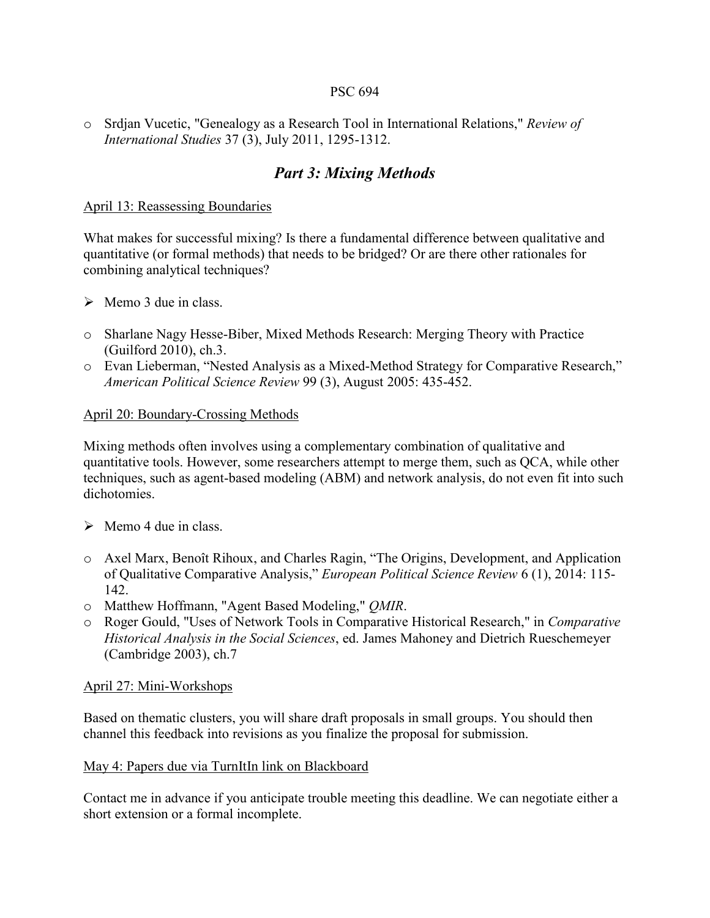- Srdjan Vucetic, "Genealogy as a Research Tool in International Relations," *Review of International Studies* 37 (3), July 2011, 1295-1312.

## *Part 3: Mixing Methods*

April 13: Reassessing Boundaries

What makes for successful mixing? Is there a fundamental difference between qualitative and quantitative (or formal methods) that needs to be bridged? Or are there other rationales for combining analytical techniques?

- Memo 3 due in class.

- Sharlane Nagy Hesse-Biber, Mixed Methods Research: Merging Theory with Practice (Guilford 2010), ch.3.
- Evan Lieberman, "Nested Analysis as a Mixed-Method Strategy for Comparative Research," *American Political Science Review* 99 (3), August 2005: 435-452.

April 20: Boundary-Crossing Methods

Mixing methods often involves using a complementary combination of qualitative and quantitative tools. However, some researchers attempt to merge them, such as QCA, while other techniques, such as agent-based modeling (ABM) and network analysis, do not even fit into such dichotomies.

- Memo 4 due in class.

- Axel Marx, Benoît Rihoux, and Charles Ragin, "The Origins, Development, and Application of Qualitative Comparative Analysis," *European Political Science Review* 6 (1), 2014: 115-142.
- Matthew Hoffmann, "Agent Based Modeling," *QMIR*.
- Roger Gould, "Uses of Network Tools in Comparative Historical Research," in *Comparative Historical Analysis in the Social Sciences*, ed. James Mahoney and Dietrich Rueschemeyer (Cambridge 2003), ch.7

April 27: Mini-Workshops

Based on thematic clusters, you will share draft proposals in small groups. You should then channel this feedback into revisions as you finalize the proposal for submission.

May 4: Papers due via TurnItIn link on Blackboard

Contact me in advance if you anticipate trouble meeting this deadline. We can negotiate either a short extension or a formal incomplete.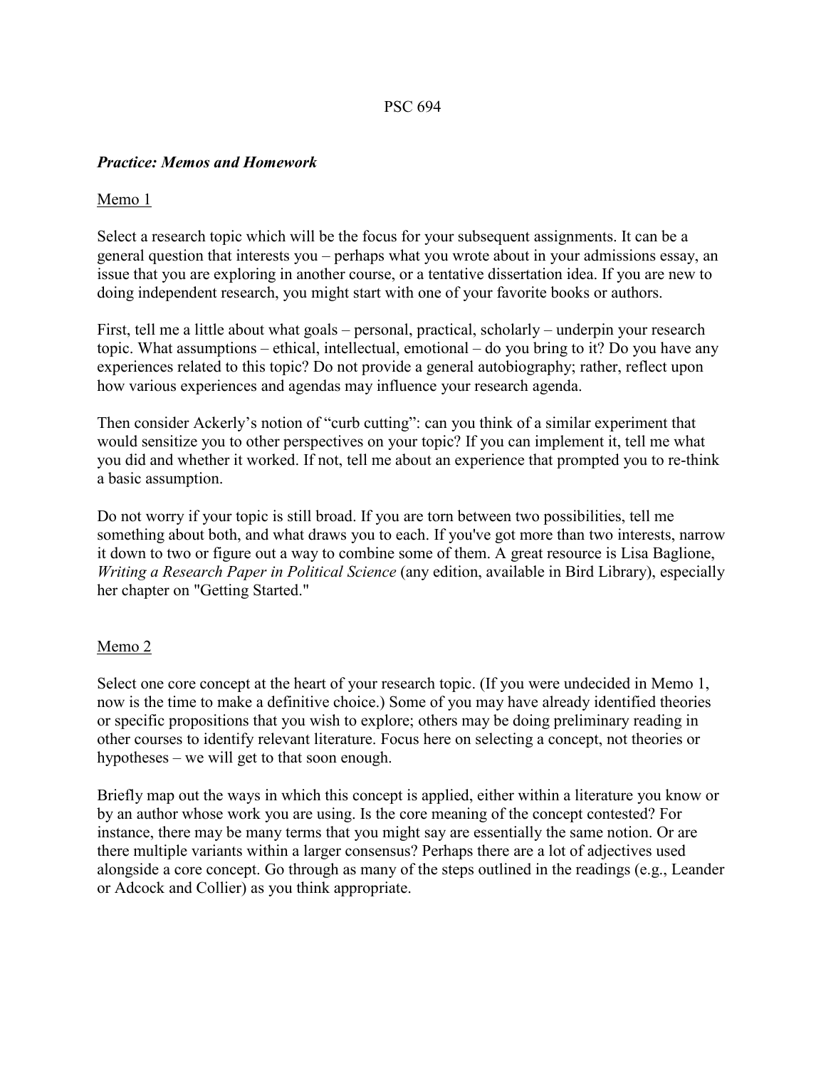PSC 694

***Practice: Memos and Homework***

Memo 1

Select a research topic which will be the focus for your subsequent assignments. It can be a general question that interests you – perhaps what you wrote about in your admissions essay, an issue that you are exploring in another course, or a tentative dissertation idea. If you are new to doing independent research, you might start with one of your favorite books or authors.

First, tell me a little about what goals – personal, practical, scholarly – underpin your research topic. What assumptions – ethical, intellectual, emotional – do you bring to it? Do you have any experiences related to this topic? Do not provide a general autobiography; rather, reflect upon how various experiences and agendas may influence your research agenda.

Then consider Ackerly's notion of "curb cutting": can you think of a similar experiment that would sensitize you to other perspectives on your topic? If you can implement it, tell me what you did and whether it worked. If not, tell me about an experience that prompted you to re-think a basic assumption.

Do not worry if your topic is still broad. If you are torn between two possibilities, tell me something about both, and what draws you to each. If you've got more than two interests, narrow it down to two or figure out a way to combine some of them. A great resource is Lisa Baglione, *Writing a Research Paper in Political Science* (any edition, available in Bird Library), especially her chapter on "Getting Started."

Memo 2

Select one core concept at the heart of your research topic. (If you were undecided in Memo 1, now is the time to make a definitive choice.) Some of you may have already identified theories or specific propositions that you wish to explore; others may be doing preliminary reading in other courses to identify relevant literature. Focus here on selecting a concept, not theories or hypotheses – we will get to that soon enough.

Briefly map out the ways in which this concept is applied, either within a literature you know or by an author whose work you are using. Is the core meaning of the concept contested? For instance, there may be many terms that you might say are essentially the same notion. Or are there multiple variants within a larger consensus? Perhaps there are a lot of adjectives used alongside a core concept. Go through as many of the steps outlined in the readings (e.g., Leander or Adcock and Collier) as you think appropriate.